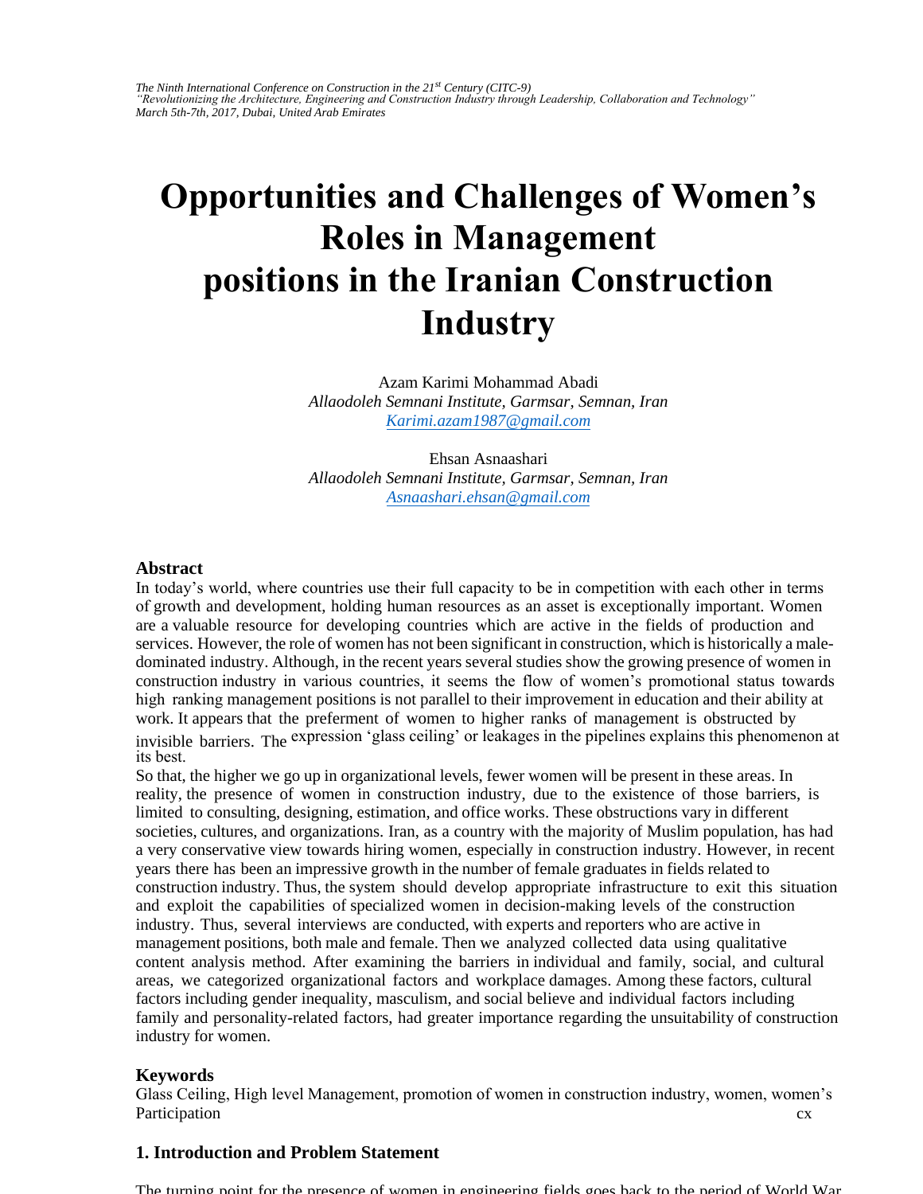# Opportunities and Challenges of Women's Roles in Management positions in the Iranian Construction Industry

Azam Karimi Mohammad Abadi
*Allaodoleh Semnani Institute, Garmsar, Semnan, Iran*
*Karimi.azam1987@gmail.com*

Ehsan Asnaashari
*Allaodoleh Semnani Institute, Garmsar, Semnan, Iran*
*Asnaashari.ehsan@gmail.com*

## Abstract

In today's world, where countries use their full capacity to be in competition with each other in terms of growth and development, holding human resources as an asset is exceptionally important. Women are a valuable resource for developing countries which are active in the fields of production and services. However, the role of women has not been significant in construction, which is historically a male-dominated industry. Although, in the recent years several studies show the growing presence of women in construction industry in various countries, it seems the flow of women's promotional status towards high ranking management positions is not parallel to their improvement in education and their ability at work. It appears that the preferment of women to higher ranks of management is obstructed by invisible barriers. The expression 'glass ceiling' or leakages in the pipelines explains this phenomenon at its best.

So that, the higher we go up in organizational levels, fewer women will be present in these areas. In reality, the presence of women in construction industry, due to the existence of those barriers, is limited to consulting, designing, estimation, and office works. These obstructions vary in different societies, cultures, and organizations. Iran, as a country with the majority of Muslim population, has had a very conservative view towards hiring women, especially in construction industry. However, in recent years there has been an impressive growth in the number of female graduates in fields related to construction industry. Thus, the system should develop appropriate infrastructure to exit this situation and exploit the capabilities of specialized women in decision-making levels of the construction industry. Thus, several interviews are conducted, with experts and reporters who are active in management positions, both male and female. Then we analyzed collected data using qualitative content analysis method. After examining the barriers in individual and family, social, and cultural areas, we categorized organizational factors and workplace damages. Among these factors, cultural factors including gender inequality, masculism, and social believe and individual factors including family and personality-related factors, had greater importance regarding the unsuitability of construction industry for women.

## Keywords

Glass Ceiling, High level Management, promotion of women in construction industry, women, women's Participation cx

## 1. Introduction and Problem Statement

The turning point for the presence of women in engineering fields goes back to the period of World War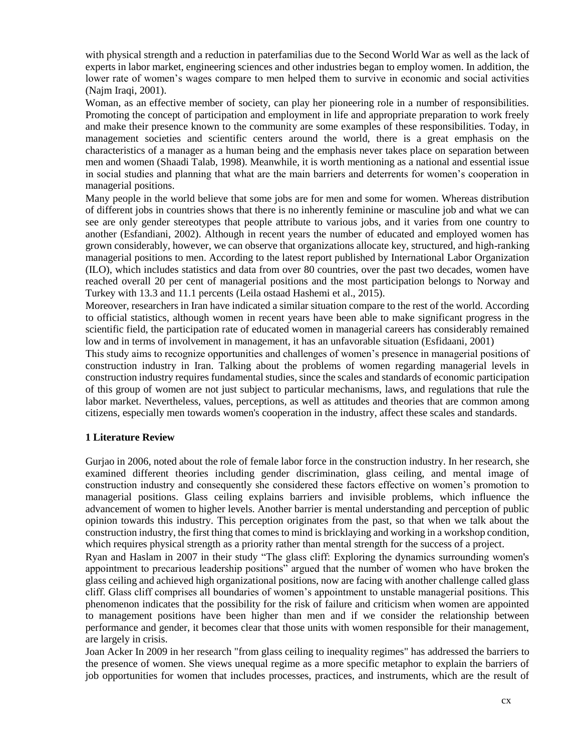with physical strength and a reduction in paterfamilias due to the Second World War as well as the lack of experts in labor market, engineering sciences and other industries began to employ women. In addition, the lower rate of women's wages compare to men helped them to survive in economic and social activities (Najm Iraqi, 2001).

Woman, as an effective member of society, can play her pioneering role in a number of responsibilities. Promoting the concept of participation and employment in life and appropriate preparation to work freely and make their presence known to the community are some examples of these responsibilities. Today, in management societies and scientific centers around the world, there is a great emphasis on the characteristics of a manager as a human being and the emphasis never takes place on separation between men and women (Shaadi Talab, 1998). Meanwhile, it is worth mentioning as a national and essential issue in social studies and planning that what are the main barriers and deterrents for women's cooperation in managerial positions.

Many people in the world believe that some jobs are for men and some for women. Whereas distribution of different jobs in countries shows that there is no inherently feminine or masculine job and what we can see are only gender stereotypes that people attribute to various jobs, and it varies from one country to another (Esfandiani, 2002). Although in recent years the number of educated and employed women has grown considerably, however, we can observe that organizations allocate key, structured, and high-ranking managerial positions to men. According to the latest report published by International Labor Organization (ILO), which includes statistics and data from over 80 countries, over the past two decades, women have reached overall 20 per cent of managerial positions and the most participation belongs to Norway and Turkey with 13.3 and 11.1 percents (Leila ostaad Hashemi et al., 2015).

Moreover, researchers in Iran have indicated a similar situation compare to the rest of the world. According to official statistics, although women in recent years have been able to make significant progress in the scientific field, the participation rate of educated women in managerial careers has considerably remained low and in terms of involvement in management, it has an unfavorable situation (Esfidaani, 2001)

This study aims to recognize opportunities and challenges of women's presence in managerial positions of construction industry in Iran. Talking about the problems of women regarding managerial levels in construction industry requires fundamental studies, since the scales and standards of economic participation of this group of women are not just subject to particular mechanisms, laws, and regulations that rule the labor market. Nevertheless, values, perceptions, as well as attitudes and theories that are common among citizens, especially men towards women's cooperation in the industry, affect these scales and standards.

## 1 Literature Review

Gurjao in 2006, noted about the role of female labor force in the construction industry. In her research, she examined different theories including gender discrimination, glass ceiling, and mental image of construction industry and consequently she considered these factors effective on women's promotion to managerial positions. Glass ceiling explains barriers and invisible problems, which influence the advancement of women to higher levels. Another barrier is mental understanding and perception of public opinion towards this industry. This perception originates from the past, so that when we talk about the construction industry, the first thing that comes to mind is bricklaying and working in a workshop condition, which requires physical strength as a priority rather than mental strength for the success of a project.

Ryan and Haslam in 2007 in their study "The glass cliff: Exploring the dynamics surrounding women's appointment to precarious leadership positions" argued that the number of women who have broken the glass ceiling and achieved high organizational positions, now are facing with another challenge called glass cliff. Glass cliff comprises all boundaries of women's appointment to unstable managerial positions. This phenomenon indicates that the possibility for the risk of failure and criticism when women are appointed to management positions have been higher than men and if we consider the relationship between performance and gender, it becomes clear that those units with women responsible for their management, are largely in crisis.

Joan Acker In 2009 in her research "from glass ceiling to inequality regimes" has addressed the barriers to the presence of women. She views unequal regime as a more specific metaphor to explain the barriers of job opportunities for women that includes processes, practices, and instruments, which are the result of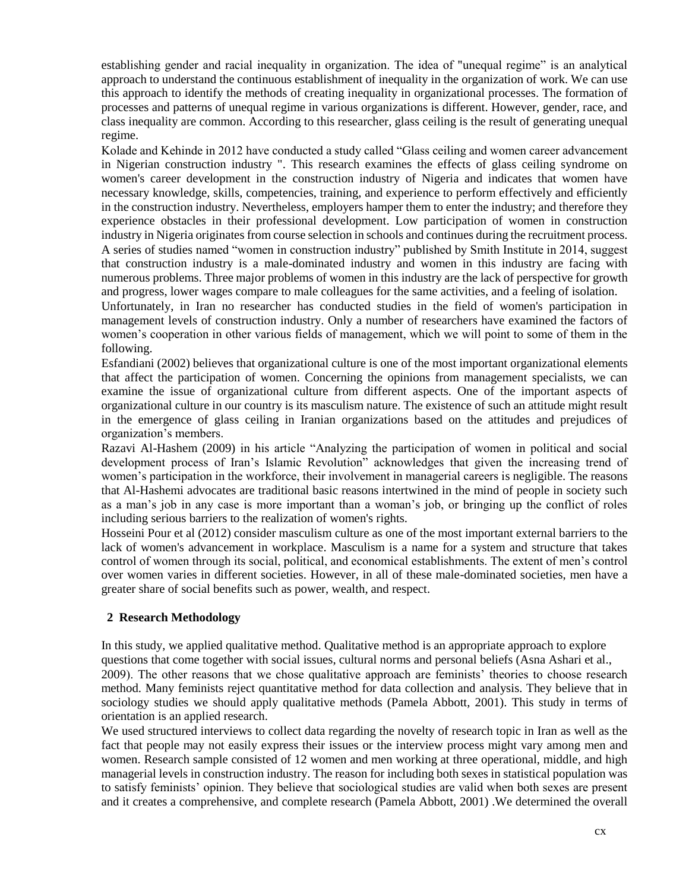establishing gender and racial inequality in organization. The idea of "unequal regime" is an analytical approach to understand the continuous establishment of inequality in the organization of work. We can use this approach to identify the methods of creating inequality in organizational processes. The formation of processes and patterns of unequal regime in various organizations is different. However, gender, race, and class inequality are common. According to this researcher, glass ceiling is the result of generating unequal regime.

Kolade and Kehinde in 2012 have conducted a study called "Glass ceiling and women career advancement in Nigerian construction industry ". This research examines the effects of glass ceiling syndrome on women's career development in the construction industry of Nigeria and indicates that women have necessary knowledge, skills, competencies, training, and experience to perform effectively and efficiently in the construction industry. Nevertheless, employers hamper them to enter the industry; and therefore they experience obstacles in their professional development. Low participation of women in construction industry in Nigeria originates from course selection in schools and continues during the recruitment process.

A series of studies named "women in construction industry" published by Smith Institute in 2014, suggest that construction industry is a male-dominated industry and women in this industry are facing with numerous problems. Three major problems of women in this industry are the lack of perspective for growth and progress, lower wages compare to male colleagues for the same activities, and a feeling of isolation.

Unfortunately, in Iran no researcher has conducted studies in the field of women's participation in management levels of construction industry. Only a number of researchers have examined the factors of women's cooperation in other various fields of management, which we will point to some of them in the following.

Esfandiani (2002) believes that organizational culture is one of the most important organizational elements that affect the participation of women. Concerning the opinions from management specialists, we can examine the issue of organizational culture from different aspects. One of the important aspects of organizational culture in our country is its masculism nature. The existence of such an attitude might result in the emergence of glass ceiling in Iranian organizations based on the attitudes and prejudices of organization's members.

Razavi Al-Hashem (2009) in his article "Analyzing the participation of women in political and social development process of Iran's Islamic Revolution" acknowledges that given the increasing trend of women's participation in the workforce, their involvement in managerial careers is negligible. The reasons that Al-Hashemi advocates are traditional basic reasons intertwined in the mind of people in society such as a man's job in any case is more important than a woman's job, or bringing up the conflict of roles including serious barriers to the realization of women's rights.

Hosseini Pour et al (2012) consider masculism culture as one of the most important external barriers to the lack of women's advancement in workplace. Masculism is a name for a system and structure that takes control of women through its social, political, and economical establishments. The extent of men's control over women varies in different societies. However, in all of these male-dominated societies, men have a greater share of social benefits such as power, wealth, and respect.

## 2 Research Methodology

In this study, we applied qualitative method. Qualitative method is an appropriate approach to explore questions that come together with social issues, cultural norms and personal beliefs (Asna Ashari et al., 2009). The other reasons that we chose qualitative approach are feminists' theories to choose research method. Many feminists reject quantitative method for data collection and analysis. They believe that in sociology studies we should apply qualitative methods (Pamela Abbott, 2001). This study in terms of orientation is an applied research.

We used structured interviews to collect data regarding the novelty of research topic in Iran as well as the fact that people may not easily express their issues or the interview process might vary among men and women. Research sample consisted of 12 women and men working at three operational, middle, and high managerial levels in construction industry. The reason for including both sexes in statistical population was to satisfy feminists' opinion. They believe that sociological studies are valid when both sexes are present and it creates a comprehensive, and complete research (Pamela Abbott, 2001) .We determined the overall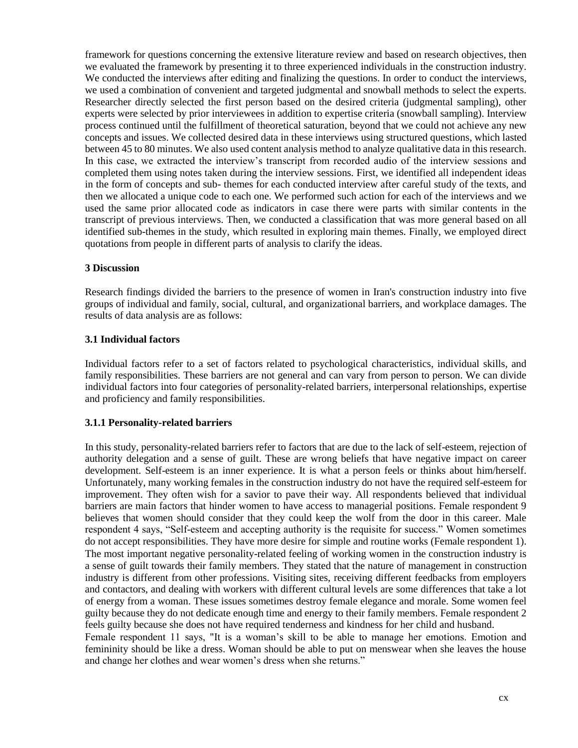framework for questions concerning the extensive literature review and based on research objectives, then we evaluated the framework by presenting it to three experienced individuals in the construction industry. We conducted the interviews after editing and finalizing the questions. In order to conduct the interviews, we used a combination of convenient and targeted judgmental and snowball methods to select the experts. Researcher directly selected the first person based on the desired criteria (judgmental sampling), other experts were selected by prior interviewees in addition to expertise criteria (snowball sampling). Interview process continued until the fulfillment of theoretical saturation, beyond that we could not achieve any new concepts and issues. We collected desired data in these interviews using structured questions, which lasted between 45 to 80 minutes. We also used content analysis method to analyze qualitative data in this research. In this case, we extracted the interview's transcript from recorded audio of the interview sessions and completed them using notes taken during the interview sessions. First, we identified all independent ideas in the form of concepts and sub- themes for each conducted interview after careful study of the texts, and then we allocated a unique code to each one. We performed such action for each of the interviews and we used the same prior allocated code as indicators in case there were parts with similar contents in the transcript of previous interviews. Then, we conducted a classification that was more general based on all identified sub-themes in the study, which resulted in exploring main themes. Finally, we employed direct quotations from people in different parts of analysis to clarify the ideas.

## 3 Discussion

Research findings divided the barriers to the presence of women in Iran's construction industry into five groups of individual and family, social, cultural, and organizational barriers, and workplace damages. The results of data analysis are as follows:

### 3.1 Individual factors

Individual factors refer to a set of factors related to psychological characteristics, individual skills, and family responsibilities. These barriers are not general and can vary from person to person. We can divide individual factors into four categories of personality-related barriers, interpersonal relationships, expertise and proficiency and family responsibilities.

#### 3.1.1 Personality-related barriers

In this study, personality-related barriers refer to factors that are due to the lack of self-esteem, rejection of authority delegation and a sense of guilt. These are wrong beliefs that have negative impact on career development. Self-esteem is an inner experience. It is what a person feels or thinks about him/herself. Unfortunately, many working females in the construction industry do not have the required self-esteem for improvement. They often wish for a savior to pave their way. All respondents believed that individual barriers are main factors that hinder women to have access to managerial positions. Female respondent 9 believes that women should consider that they could keep the wolf from the door in this career. Male respondent 4 says, "Self-esteem and accepting authority is the requisite for success." Women sometimes do not accept responsibilities. They have more desire for simple and routine works (Female respondent 1). The most important negative personality-related feeling of working women in the construction industry is a sense of guilt towards their family members. They stated that the nature of management in construction industry is different from other professions. Visiting sites, receiving different feedbacks from employers and contactors, and dealing with workers with different cultural levels are some differences that take a lot of energy from a woman. These issues sometimes destroy female elegance and morale. Some women feel guilty because they do not dedicate enough time and energy to their family members. Female respondent 2 feels guilty because she does not have required tenderness and kindness for her child and husband.

Female respondent 11 says, "It is a woman's skill to be able to manage her emotions. Emotion and femininity should be like a dress. Woman should be able to put on menswear when she leaves the house and change her clothes and wear women's dress when she returns."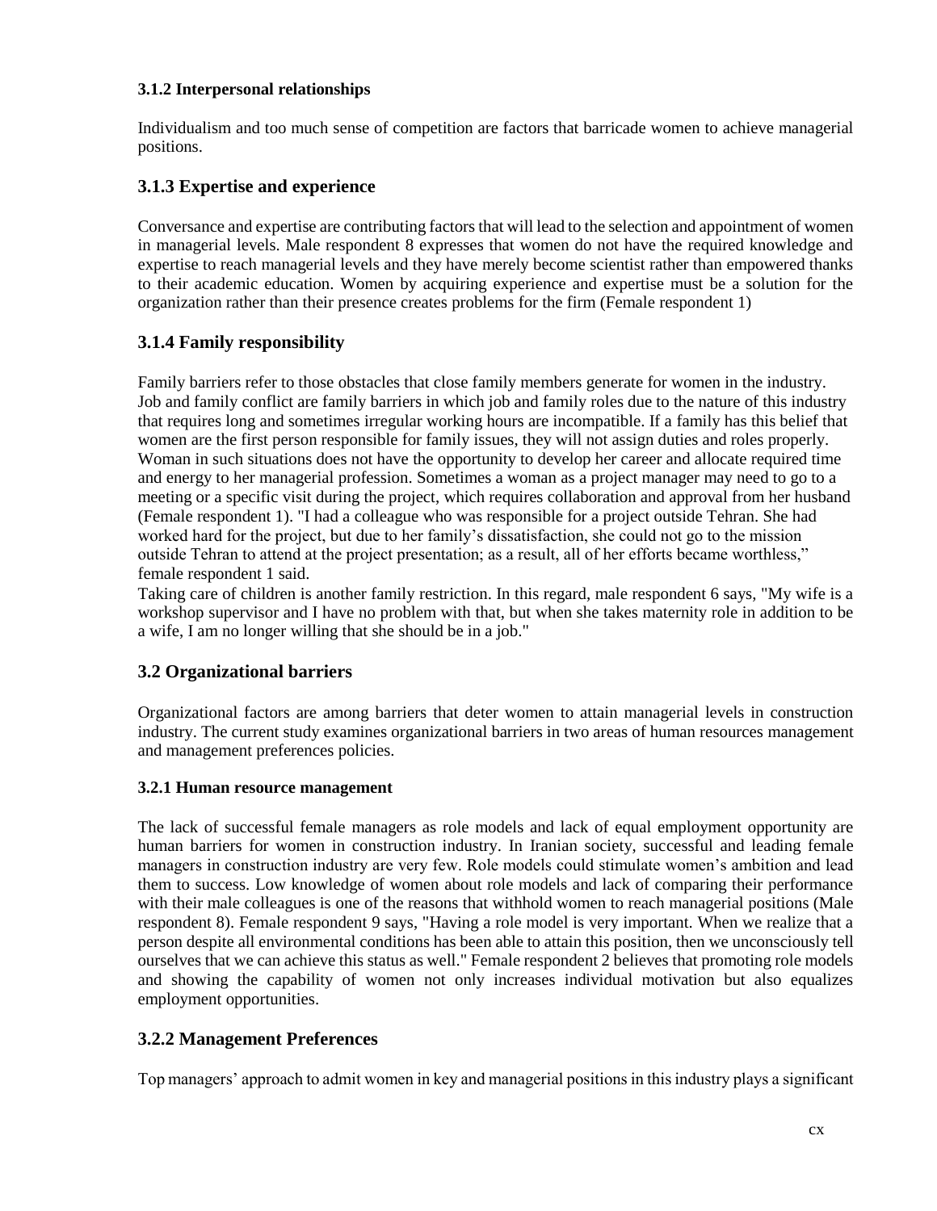#### 3.1.2 Interpersonal relationships

Individualism and too much sense of competition are factors that barricade women to achieve managerial positions.

### 3.1.3 Expertise and experience

Conversance and expertise are contributing factors that will lead to the selection and appointment of women in managerial levels. Male respondent 8 expresses that women do not have the required knowledge and expertise to reach managerial levels and they have merely become scientist rather than empowered thanks to their academic education. Women by acquiring experience and expertise must be a solution for the organization rather than their presence creates problems for the firm (Female respondent 1)

### 3.1.4 Family responsibility

Family barriers refer to those obstacles that close family members generate for women in the industry. Job and family conflict are family barriers in which job and family roles due to the nature of this industry that requires long and sometimes irregular working hours are incompatible. If a family has this belief that women are the first person responsible for family issues, they will not assign duties and roles properly. Woman in such situations does not have the opportunity to develop her career and allocate required time and energy to her managerial profession. Sometimes a woman as a project manager may need to go to a meeting or a specific visit during the project, which requires collaboration and approval from her husband (Female respondent 1). "I had a colleague who was responsible for a project outside Tehran. She had worked hard for the project, but due to her family's dissatisfaction, she could not go to the mission outside Tehran to attend at the project presentation; as a result, all of her efforts became worthless," female respondent 1 said.

Taking care of children is another family restriction. In this regard, male respondent 6 says, "My wife is a workshop supervisor and I have no problem with that, but when she takes maternity role in addition to be a wife, I am no longer willing that she should be in a job."

### 3.2 Organizational barriers

Organizational factors are among barriers that deter women to attain managerial levels in construction industry. The current study examines organizational barriers in two areas of human resources management and management preferences policies.

#### 3.2.1 Human resource management

The lack of successful female managers as role models and lack of equal employment opportunity are human barriers for women in construction industry. In Iranian society, successful and leading female managers in construction industry are very few. Role models could stimulate women's ambition and lead them to success. Low knowledge of women about role models and lack of comparing their performance with their male colleagues is one of the reasons that withhold women to reach managerial positions (Male respondent 8). Female respondent 9 says, "Having a role model is very important. When we realize that a person despite all environmental conditions has been able to attain this position, then we unconsciously tell ourselves that we can achieve this status as well." Female respondent 2 believes that promoting role models and showing the capability of women not only increases individual motivation but also equalizes employment opportunities.

### 3.2.2 Management Preferences

Top managers' approach to admit women in key and managerial positions in this industry plays a significant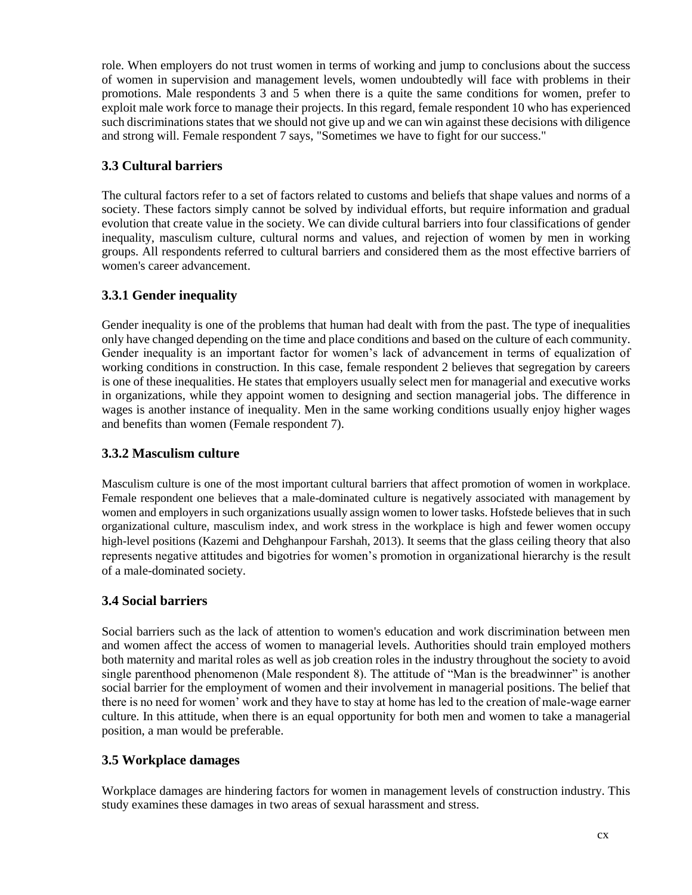role. When employers do not trust women in terms of working and jump to conclusions about the success of women in supervision and management levels, women undoubtedly will face with problems in their promotions. Male respondents 3 and 5 when there is a quite the same conditions for women, prefer to exploit male work force to manage their projects. In this regard, female respondent 10 who has experienced such discriminations states that we should not give up and we can win against these decisions with diligence and strong will. Female respondent 7 says, "Sometimes we have to fight for our success."

### 3.3 Cultural barriers

The cultural factors refer to a set of factors related to customs and beliefs that shape values and norms of a society. These factors simply cannot be solved by individual efforts, but require information and gradual evolution that create value in the society. We can divide cultural barriers into four classifications of gender inequality, masculism culture, cultural norms and values, and rejection of women by men in working groups. All respondents referred to cultural barriers and considered them as the most effective barriers of women's career advancement.

#### 3.3.1 Gender inequality

Gender inequality is one of the problems that human had dealt with from the past. The type of inequalities only have changed depending on the time and place conditions and based on the culture of each community. Gender inequality is an important factor for women's lack of advancement in terms of equalization of working conditions in construction. In this case, female respondent 2 believes that segregation by careers is one of these inequalities. He states that employers usually select men for managerial and executive works in organizations, while they appoint women to designing and section managerial jobs. The difference in wages is another instance of inequality. Men in the same working conditions usually enjoy higher wages and benefits than women (Female respondent 7).

#### 3.3.2 Masculism culture

Masculism culture is one of the most important cultural barriers that affect promotion of women in workplace. Female respondent one believes that a male-dominated culture is negatively associated with management by women and employers in such organizations usually assign women to lower tasks. Hofstede believes that in such organizational culture, masculism index, and work stress in the workplace is high and fewer women occupy high-level positions (Kazemi and Dehghanpour Farshah, 2013). It seems that the glass ceiling theory that also represents negative attitudes and bigotries for women's promotion in organizational hierarchy is the result of a male-dominated society.

### 3.4 Social barriers

Social barriers such as the lack of attention to women's education and work discrimination between men and women affect the access of women to managerial levels. Authorities should train employed mothers both maternity and marital roles as well as job creation roles in the industry throughout the society to avoid single parenthood phenomenon (Male respondent 8). The attitude of "Man is the breadwinner" is another social barrier for the employment of women and their involvement in managerial positions. The belief that there is no need for women' work and they have to stay at home has led to the creation of male-wage earner culture. In this attitude, when there is an equal opportunity for both men and women to take a managerial position, a man would be preferable.

### 3.5 Workplace damages

Workplace damages are hindering factors for women in management levels of construction industry. This study examines these damages in two areas of sexual harassment and stress.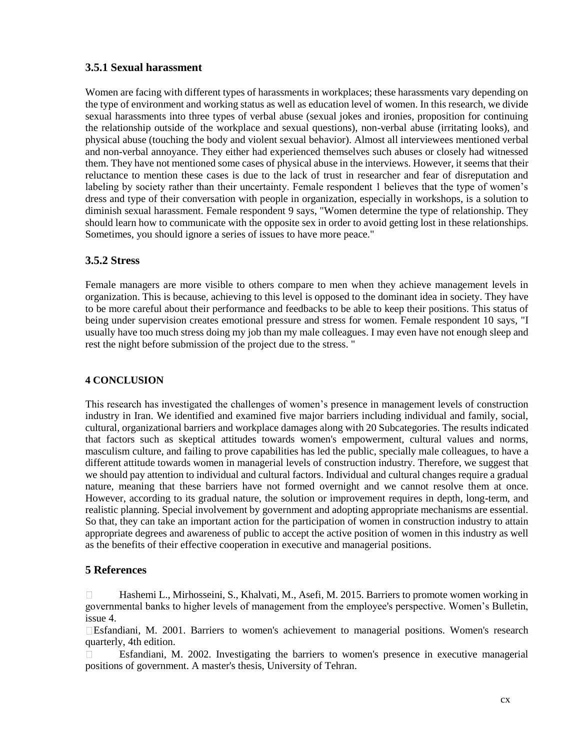### 3.5.1 Sexual harassment

Women are facing with different types of harassments in workplaces; these harassments vary depending on the type of environment and working status as well as education level of women. In this research, we divide sexual harassments into three types of verbal abuse (sexual jokes and ironies, proposition for continuing the relationship outside of the workplace and sexual questions), non-verbal abuse (irritating looks), and physical abuse (touching the body and violent sexual behavior). Almost all interviewees mentioned verbal and non-verbal annoyance. They either had experienced themselves such abuses or closely had witnessed them. They have not mentioned some cases of physical abuse in the interviews. However, it seems that their reluctance to mention these cases is due to the lack of trust in researcher and fear of disreputation and labeling by society rather than their uncertainty. Female respondent 1 believes that the type of women's dress and type of their conversation with people in organization, especially in workshops, is a solution to diminish sexual harassment. Female respondent 9 says, "Women determine the type of relationship. They should learn how to communicate with the opposite sex in order to avoid getting lost in these relationships. Sometimes, you should ignore a series of issues to have more peace."

### 3.5.2 Stress

Female managers are more visible to others compare to men when they achieve management levels in organization. This is because, achieving to this level is opposed to the dominant idea in society. They have to be more careful about their performance and feedbacks to be able to keep their positions. This status of being under supervision creates emotional pressure and stress for women. Female respondent 10 says, "I usually have too much stress doing my job than my male colleagues. I may even have not enough sleep and rest the night before submission of the project due to the stress. "

## 4 CONCLUSION

This research has investigated the challenges of women's presence in management levels of construction industry in Iran. We identified and examined five major barriers including individual and family, social, cultural, organizational barriers and workplace damages along with 20 Subcategories. The results indicated that factors such as skeptical attitudes towards women's empowerment, cultural values and norms, masculism culture, and failing to prove capabilities has led the public, specially male colleagues, to have a different attitude towards women in managerial levels of construction industry. Therefore, we suggest that we should pay attention to individual and cultural factors. Individual and cultural changes require a gradual nature, meaning that these barriers have not formed overnight and we cannot resolve them at once. However, according to its gradual nature, the solution or improvement requires in depth, long-term, and realistic planning. Special involvement by government and adopting appropriate mechanisms are essential. So that, they can take an important action for the participation of women in construction industry to attain appropriate degrees and awareness of public to accept the active position of women in this industry as well as the benefits of their effective cooperation in executive and managerial positions.

## 5 References

- Hashemi L., Mirhosseini, S., Khalvati, M., Asefi, M. 2015. Barriers to promote women working in governmental banks to higher levels of management from the employee's perspective. Women's Bulletin, issue 4.
- Esfandiani, M. 2001. Barriers to women's achievement to managerial positions. Women's research quarterly, 4th edition.
- Esfandiani, M. 2002. Investigating the barriers to women's presence in executive managerial positions of government. A master's thesis, University of Tehran.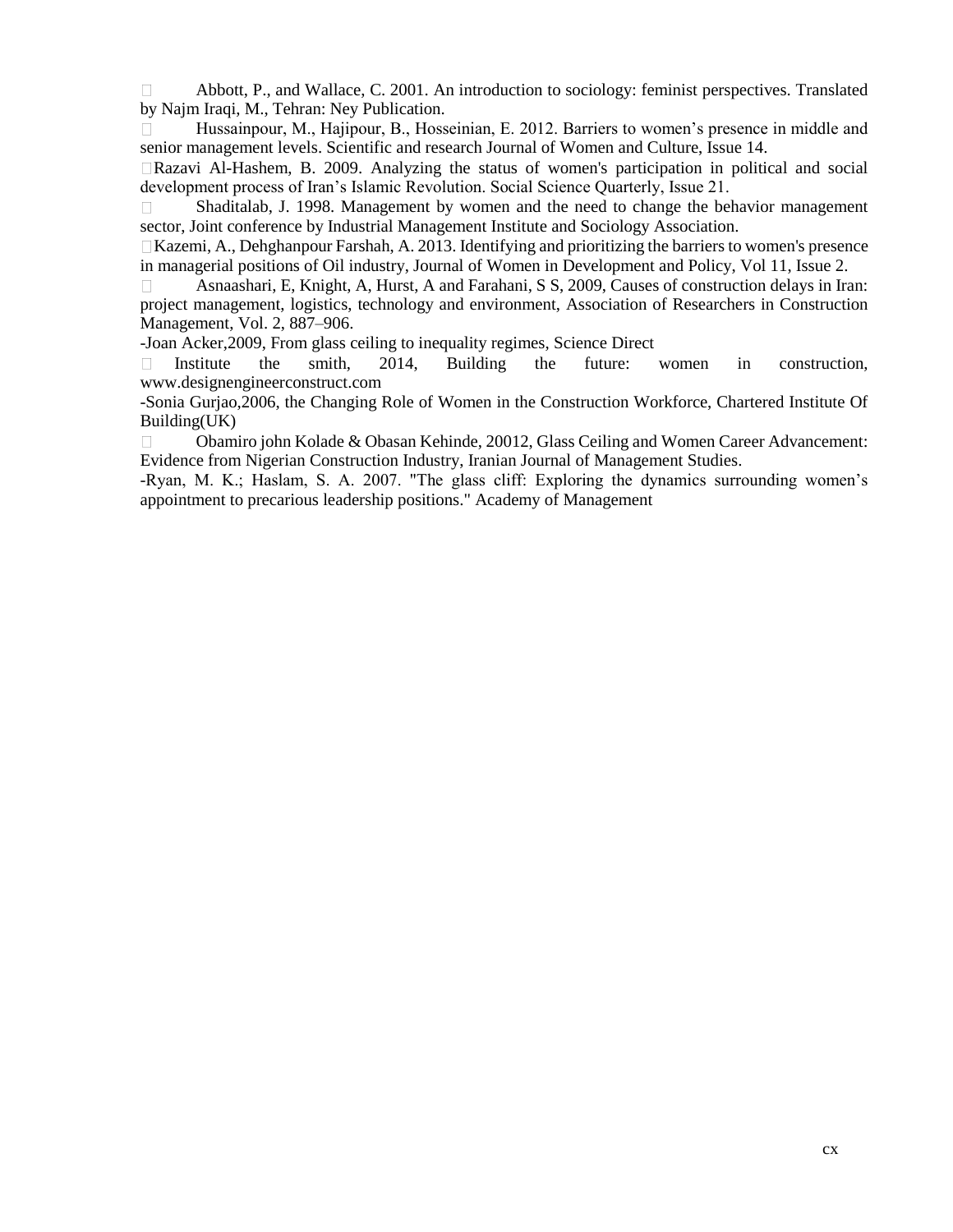- Abbott, P., and Wallace, C. 2001. An introduction to sociology: feminist perspectives. Translated by Najm Iraqi, M., Tehran: Ney Publication.
- Hussainpour, M., Hajipour, B., Hosseinian, E. 2012. Barriers to women's presence in middle and senior management levels. Scientific and research Journal of Women and Culture, Issue 14.
- Razavi Al-Hashem, B. 2009. Analyzing the status of women's participation in political and social development process of Iran's Islamic Revolution. Social Science Quarterly, Issue 21.
- Shaditalab, J. 1998. Management by women and the need to change the behavior management sector, Joint conference by Industrial Management Institute and Sociology Association.
- Kazemi, A., Dehghanpour Farshah, A. 2013. Identifying and prioritizing the barriers to women's presence in managerial positions of Oil industry, Journal of Women in Development and Policy, Vol 11, Issue 2.
- Asnaashari, E, Knight, A, Hurst, A and Farahani, S S, 2009, Causes of construction delays in Iran: project management, logistics, technology and environment, Association of Researchers in Construction Management, Vol. 2, 887–906.

-Joan Acker,2009, From glass ceiling to inequality regimes, Science Direct

- Institute the smith, 2014, Building the future: women in construction, www.designengineerconstruct.com

-Sonia Gurjao,2006, the Changing Role of Women in the Construction Workforce, Chartered Institute Of Building(UK)

- Obamiro john Kolade & Obasan Kehinde, 20012, Glass Ceiling and Women Career Advancement: Evidence from Nigerian Construction Industry, Iranian Journal of Management Studies.

-Ryan, M. K.; Haslam, S. A. 2007. "The glass cliff: Exploring the dynamics surrounding women's appointment to precarious leadership positions." Academy of Management